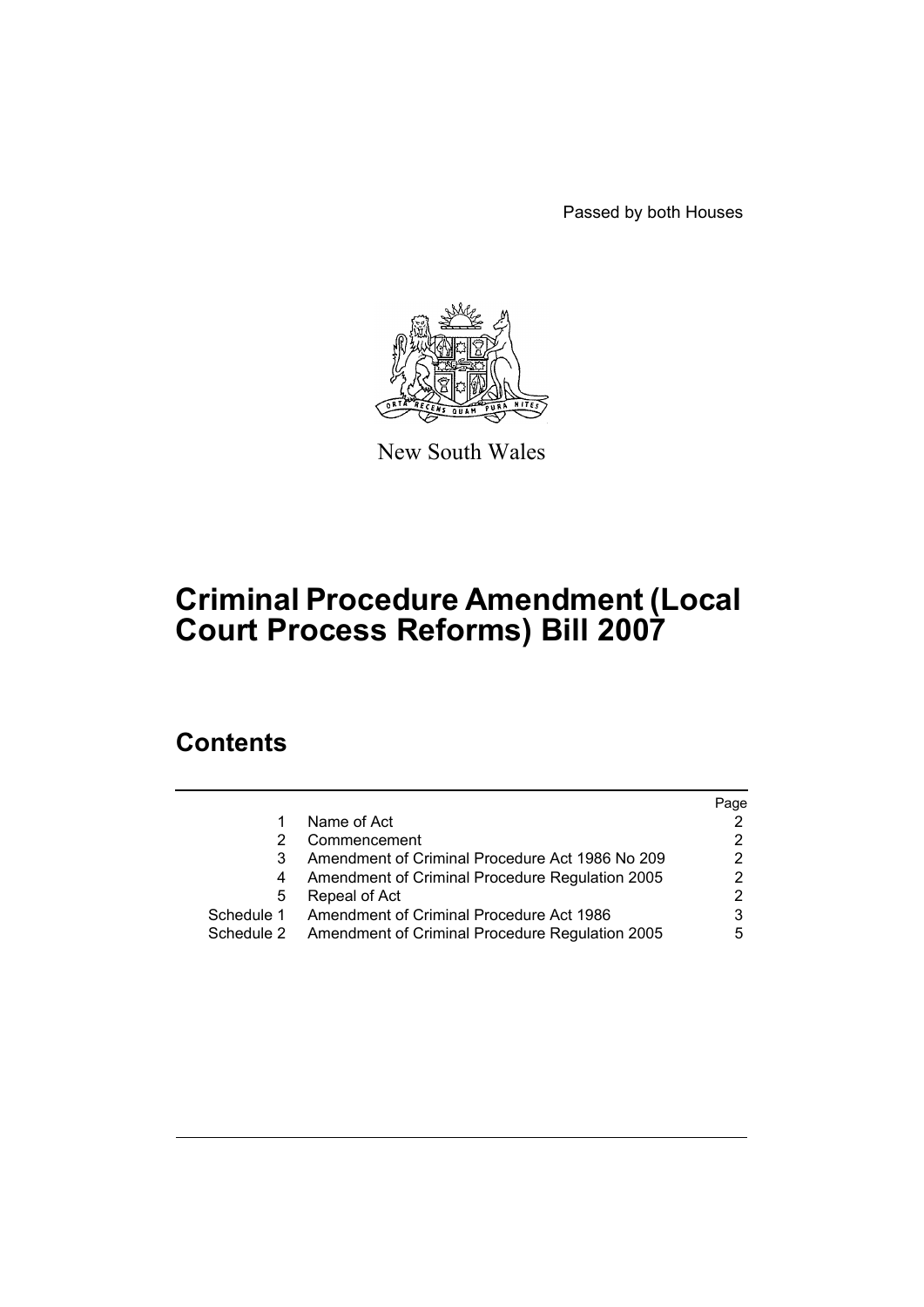Passed by both Houses

New South Wales

# Criminal Procedure Amendment (Local Court Process Reforms) Bill 2007

## Contents

| | | Page |
|---|---|---|
| 1 | Name of Act | 2 |
| 2 | Commencement | 2 |
| 3 | Amendment of Criminal Procedure Act 1986 No 209 | 2 |
| 4 | Amendment of Criminal Procedure Regulation 2005 | 2 |
| 5 | Repeal of Act | 2 |
| Schedule 1 | Amendment of Criminal Procedure Act 1986 | 3 |
| Schedule 2 | Amendment of Criminal Procedure Regulation 2005 | 5 |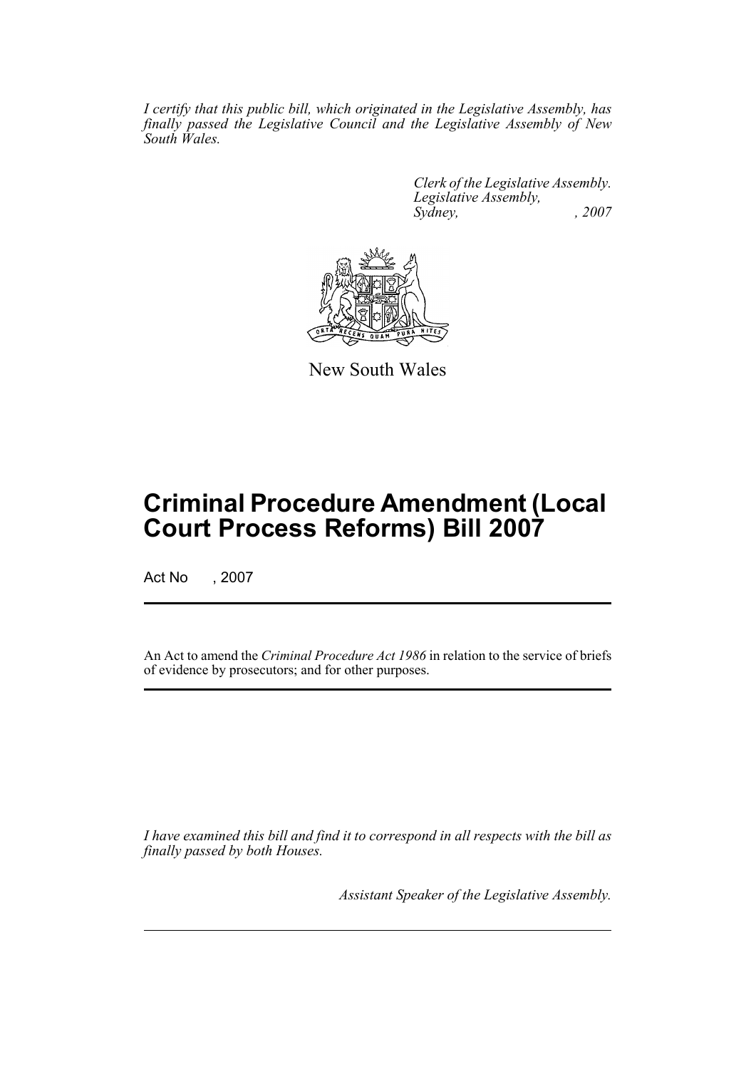*I certify that this public bill, which originated in the Legislative Assembly, has finally passed the Legislative Council and the Legislative Assembly of New South Wales.*

*Clerk of the Legislative Assembly.*
*Legislative Assembly,*
*Sydney, , 2007*

New South Wales

# Criminal Procedure Amendment (Local Court Process Reforms) Bill 2007

Act No , 2007

An Act to amend the *Criminal Procedure Act 1986* in relation to the service of briefs of evidence by prosecutors; and for other purposes.

*I have examined this bill and find it to correspond in all respects with the bill as finally passed by both Houses.*

*Assistant Speaker of the Legislative Assembly.*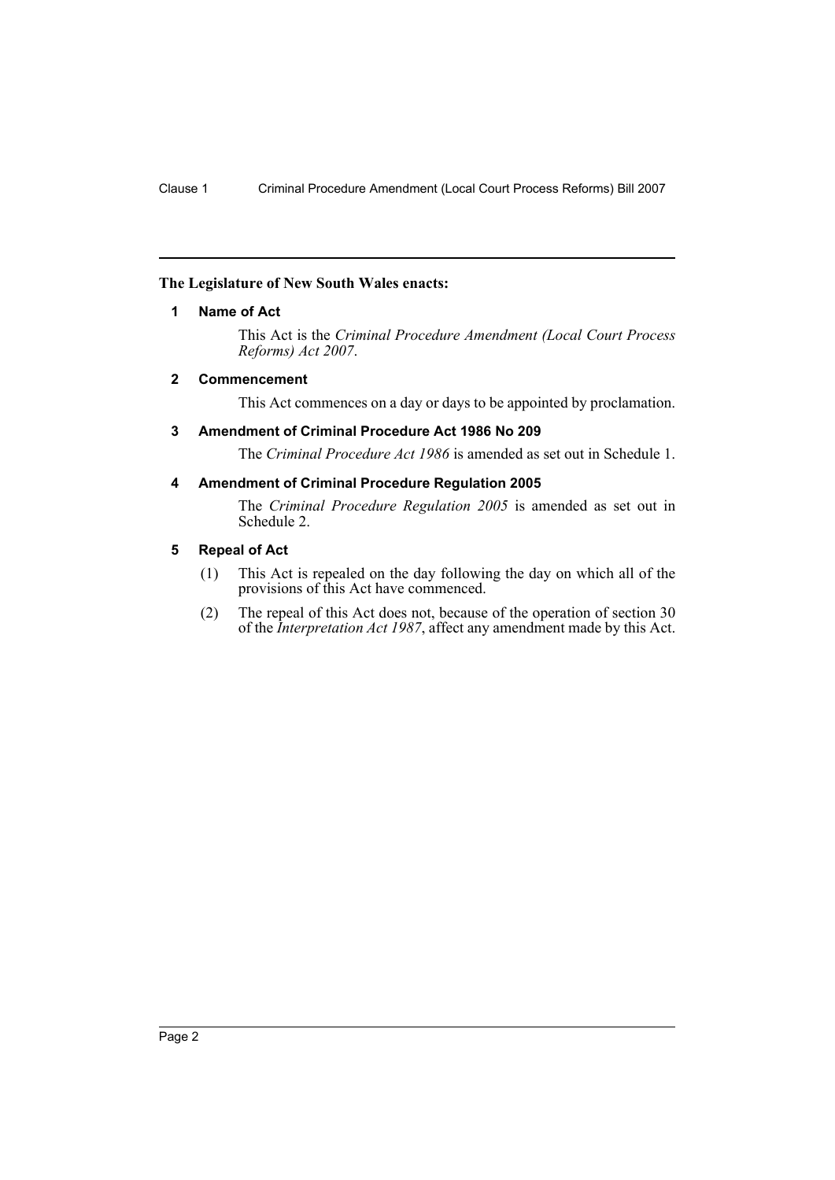**The Legislature of New South Wales enacts:**

## 1 Name of Act

This Act is the *Criminal Procedure Amendment (Local Court Process Reforms) Act 2007*.

## 2 Commencement

This Act commences on a day or days to be appointed by proclamation.

## 3 Amendment of Criminal Procedure Act 1986 No 209

The *Criminal Procedure Act 1986* is amended as set out in Schedule 1.

## 4 Amendment of Criminal Procedure Regulation 2005

The *Criminal Procedure Regulation 2005* is amended as set out in Schedule 2.

## 5 Repeal of Act

(1) This Act is repealed on the day following the day on which all of the provisions of this Act have commenced.

(2) The repeal of this Act does not, because of the operation of section 30 of the *Interpretation Act 1987*, affect any amendment made by this Act.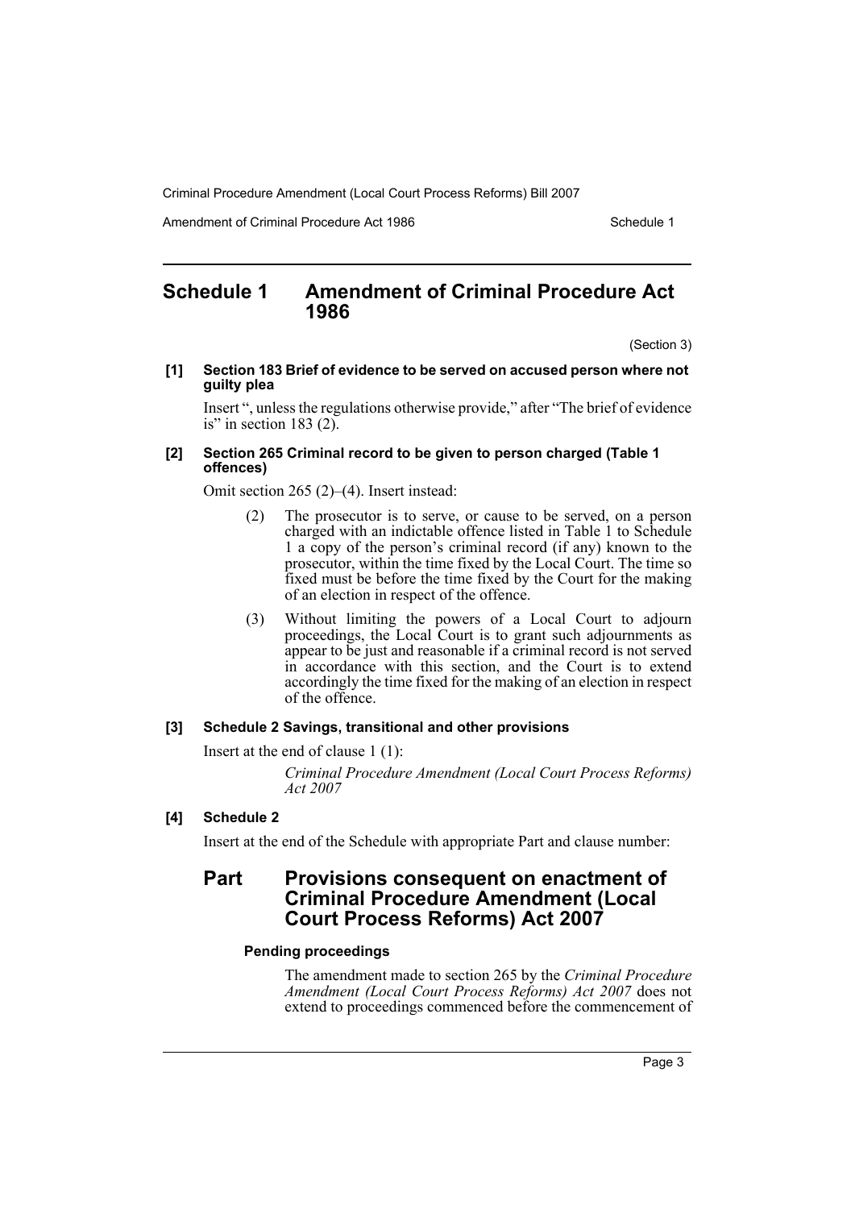# Schedule 1 Amendment of Criminal Procedure Act 1986

(Section 3)

**[1] Section 183 Brief of evidence to be served on accused person where not guilty plea**

Insert ", unless the regulations otherwise provide," after "The brief of evidence is" in section 183 (2).

**[2] Section 265 Criminal record to be given to person charged (Table 1 offences)**

Omit section 265 (2)–(4). Insert instead:

> (2) The prosecutor is to serve, or cause to be served, on a person charged with an indictable offence listed in Table 1 to Schedule 1 a copy of the person's criminal record (if any) known to the prosecutor, within the time fixed by the Local Court. The time so fixed must be before the time fixed by the Court for the making of an election in respect of the offence.
>
> (3) Without limiting the powers of a Local Court to adjourn proceedings, the Local Court is to grant such adjournments as appear to be just and reasonable if a criminal record is not served in accordance with this section, and the Court is to extend accordingly the time fixed for the making of an election in respect of the offence.

**[3] Schedule 2 Savings, transitional and other provisions**

Insert at the end of clause 1 (1):

> *Criminal Procedure Amendment (Local Court Process Reforms) Act 2007*

**[4] Schedule 2**

Insert at the end of the Schedule with appropriate Part and clause number:

## Part Provisions consequent on enactment of Criminal Procedure Amendment (Local Court Process Reforms) Act 2007

**Pending proceedings**

The amendment made to section 265 by the *Criminal Procedure Amendment (Local Court Process Reforms) Act 2007* does not extend to proceedings commenced before the commencement of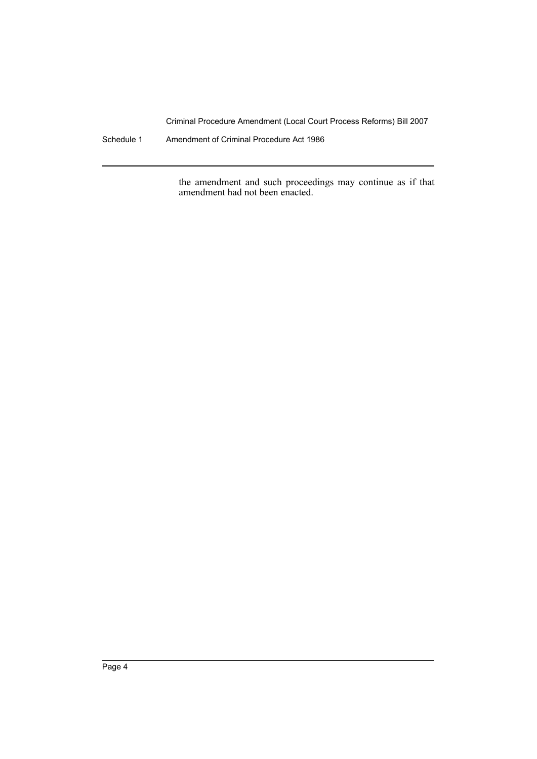the amendment and such proceedings may continue as if that amendment had not been enacted.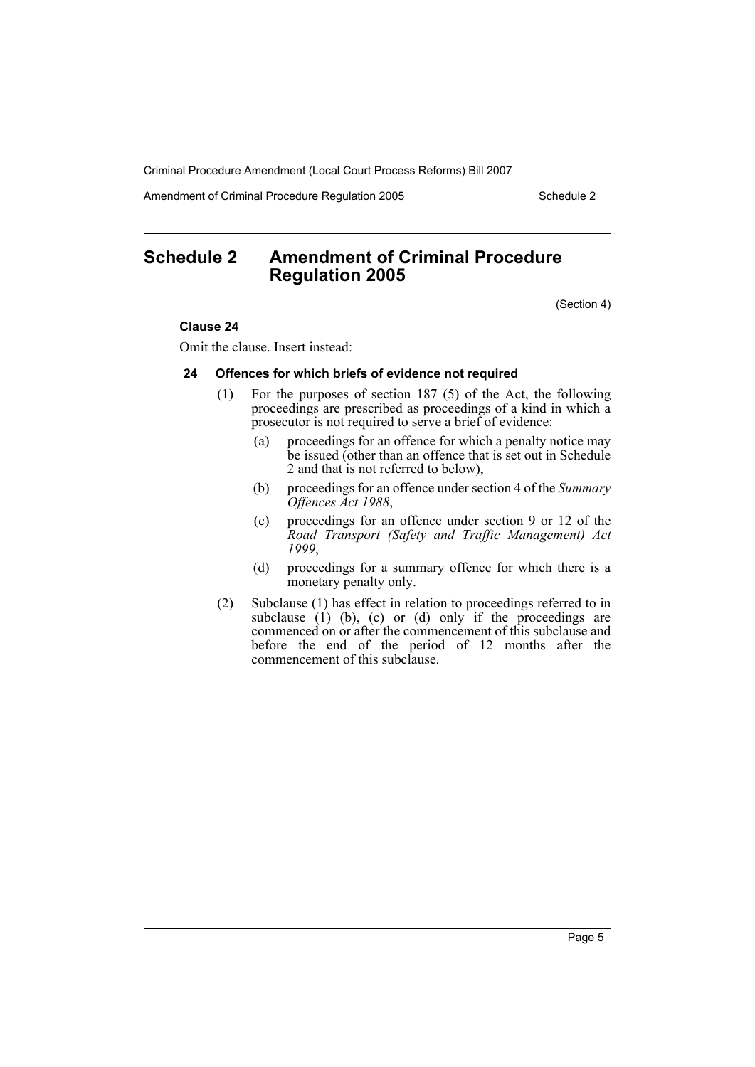# Schedule 2 Amendment of Criminal Procedure Regulation 2005

(Section 4)

**Clause 24**

Omit the clause. Insert instead:

**24 Offences for which briefs of evidence not required**

(1) For the purposes of section 187 (5) of the Act, the following proceedings are prescribed as proceedings of a kind in which a prosecutor is not required to serve a brief of evidence:

(a) proceedings for an offence for which a penalty notice may be issued (other than an offence that is set out in Schedule 2 and that is not referred to below),

(b) proceedings for an offence under section 4 of the *Summary Offences Act 1988*,

(c) proceedings for an offence under section 9 or 12 of the *Road Transport (Safety and Traffic Management) Act 1999*,

(d) proceedings for a summary offence for which there is a monetary penalty only.

(2) Subclause (1) has effect in relation to proceedings referred to in subclause (1) (b), (c) or (d) only if the proceedings are commenced on or after the commencement of this subclause and before the end of the period of 12 months after the commencement of this subclause.